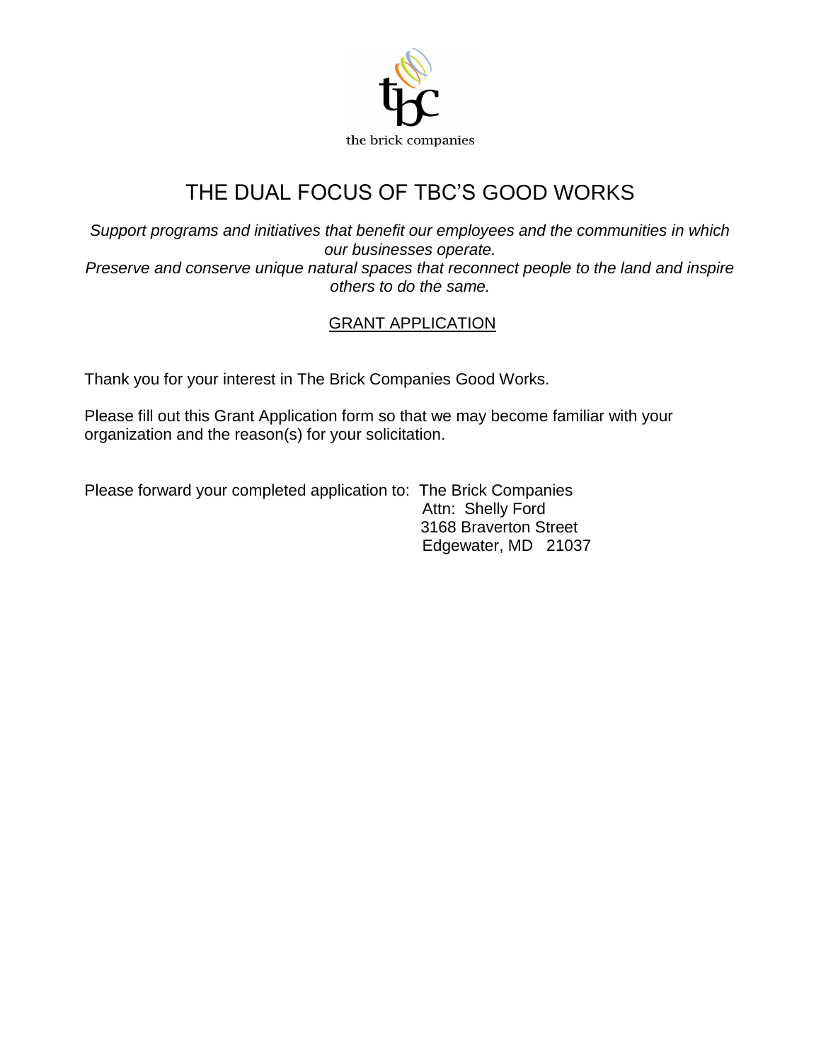the brick companies

# THE DUAL FOCUS OF TBC'S GOOD WORKS

*Support programs and initiatives that benefit our employees and the communities in which our businesses operate.*
*Preserve and conserve unique natural spaces that reconnect people to the land and inspire others to do the same.*

## GRANT APPLICATION

Thank you for your interest in The Brick Companies Good Works.

Please fill out this Grant Application form so that we may become familiar with your organization and the reason(s) for your solicitation.

Please forward your completed application to: The Brick Companies
Attn: Shelly Ford
3168 Braverton Street
Edgewater, MD 21037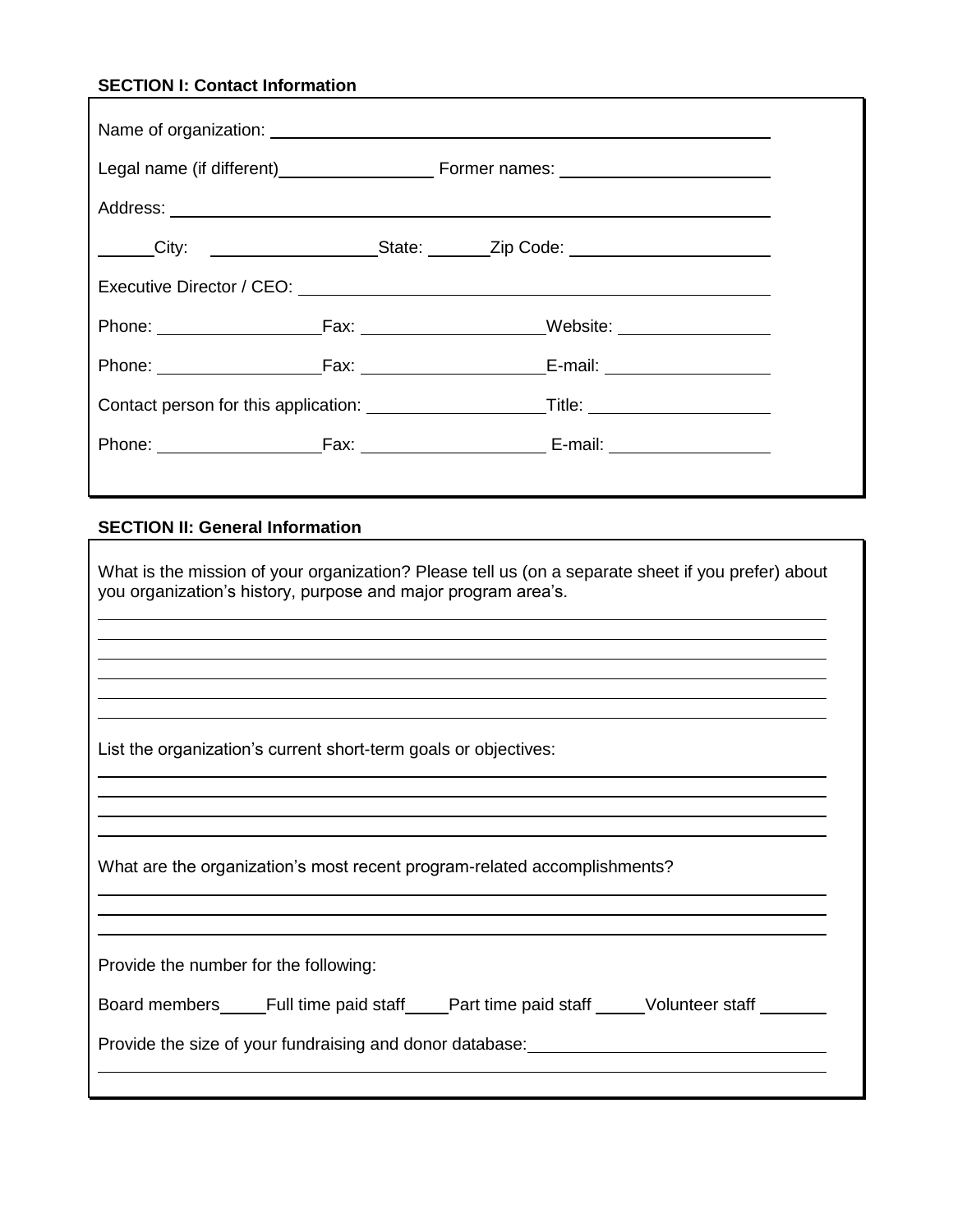**SECTION I: Contact Information**

Name of organization: ______________________________________________

Legal name (if different)________________ Former names: ______________________

Address: ____________________________________________________________

______City: __________________State: ______Zip Code: _____________________

Executive Director / CEO: ______________________________________________

Phone: _________________Fax: __________________Website: ________________

Phone: _________________Fax: __________________E-mail: _________________

Contact person for this application: __________________Title: __________________

Phone: _________________Fax: __________________ E-mail: _________________

**SECTION II: General Information**

What is the mission of your organization? Please tell us (on a separate sheet if you prefer) about you organization's history, purpose and major program area's.

____________________________________________________________________

____________________________________________________________________

____________________________________________________________________

____________________________________________________________________

____________________________________________________________________

____________________________________________________________________

List the organization's current short-term goals or objectives:

____________________________________________________________________

____________________________________________________________________

____________________________________________________________________

____________________________________________________________________

What are the organization's most recent program-related accomplishments?

____________________________________________________________________

____________________________________________________________________

____________________________________________________________________

Provide the number for the following:

Board members_____Full time paid staff____Part time paid staff _____Volunteer staff _______

Provide the size of your fundraising and donor database:______________________________

____________________________________________________________________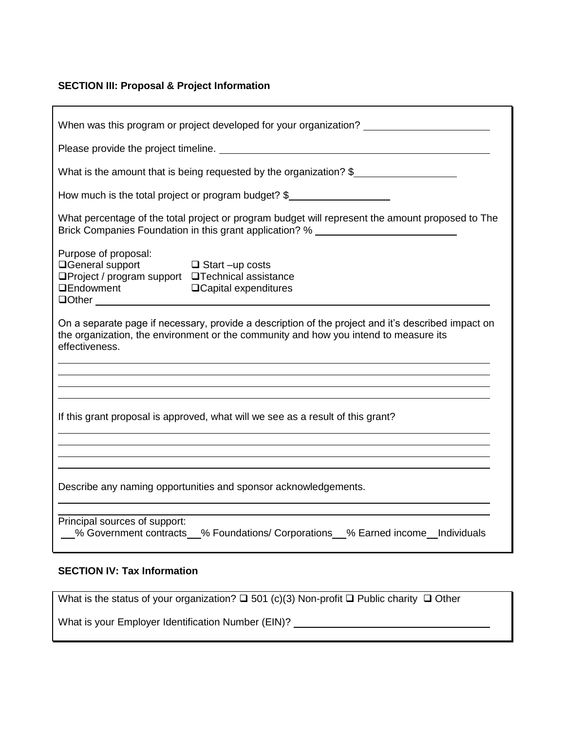**SECTION III: Proposal & Project Information**

When was this program or project developed for your organization? ______________________

Please provide the project timeline. ______________________________________________

What is the amount that is being requested by the organization? $__________________

How much is the total project or program budget? $__________________

What percentage of the total project or program budget will represent the amount proposed to The Brick Companies Foundation in this grant application? % ________________________

Purpose of proposal:

- ❑General support
- ❑ Start –up costs
- ❑Project / program support
- ❑Technical assistance
- ❑Endowment
- ❑Capital expenditures
- ❑Other ____________________________________________________________

On a separate page if necessary, provide a description of the project and it's described impact on the organization, the environment or the community and how you intend to measure its effectiveness.

______________________________________________________________________

______________________________________________________________________

______________________________________________________________________

______________________________________________________________________

If this grant proposal is approved, what will we see as a result of this grant?

______________________________________________________________________

______________________________________________________________________

______________________________________________________________________

______________________________________________________________________

Describe any naming opportunities and sponsor acknowledgements.

______________________________________________________________________

______________________________________________________________________

Principal sources of support:

__% Government contracts__% Foundations/ Corporations__% Earned income__Individuals

**SECTION IV: Tax Information**

What is the status of your organization? ❑ 501 (c)(3) Non-profit ❑ Public charity ❑ Other

What is your Employer Identification Number (EIN)? ______________________________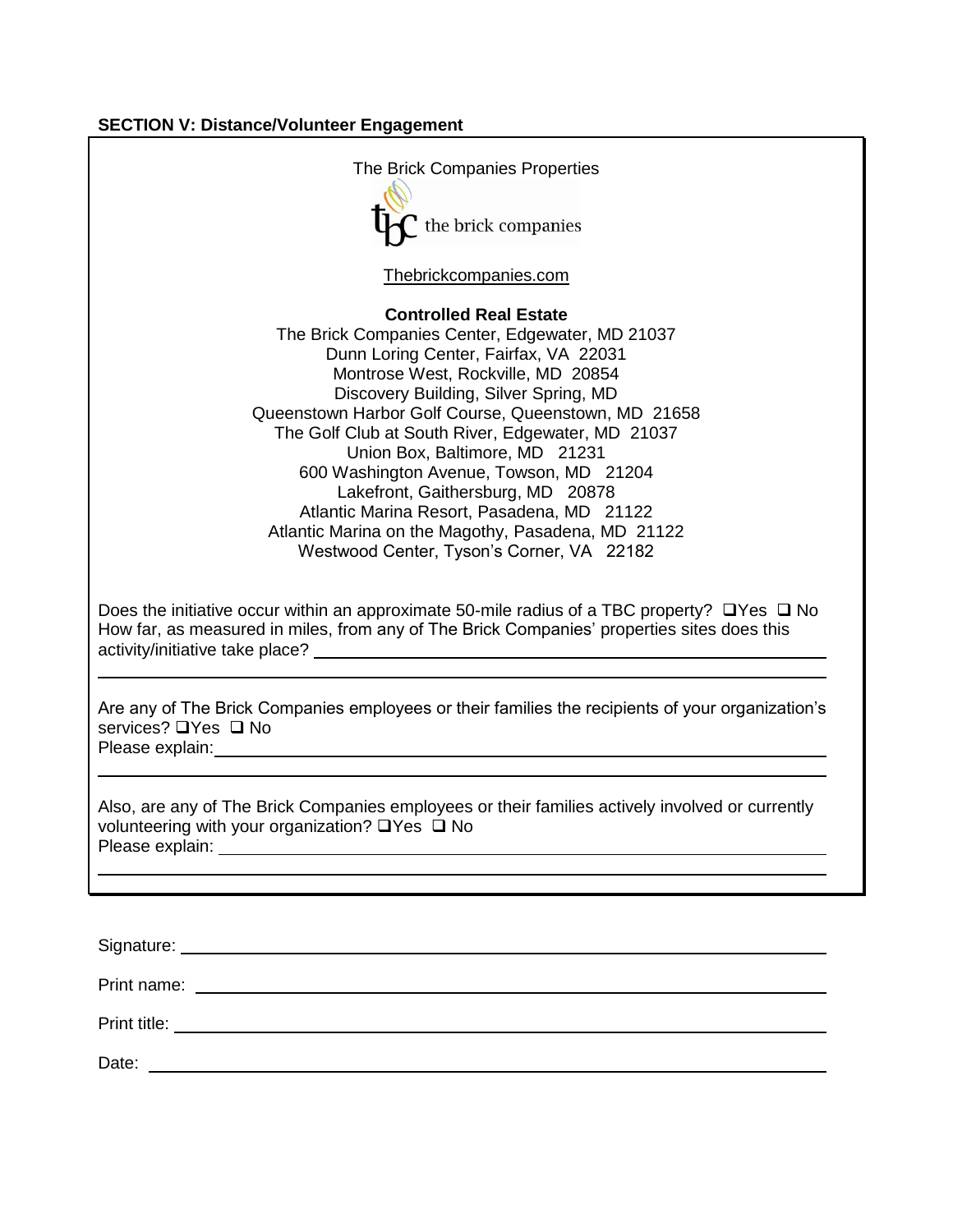**SECTION V: Distance/Volunteer Engagement**

The Brick Companies Properties

the brick companies

Thebrickcompanies.com

**Controlled Real Estate**

The Brick Companies Center, Edgewater, MD 21037
Dunn Loring Center, Fairfax, VA 22031
Montrose West, Rockville, MD 20854
Discovery Building, Silver Spring, MD
Queenstown Harbor Golf Course, Queenstown, MD 21658
The Golf Club at South River, Edgewater, MD 21037
Union Box, Baltimore, MD 21231
600 Washington Avenue, Towson, MD 21204
Lakefront, Gaithersburg, MD 20878
Atlantic Marina Resort, Pasadena, MD 21122
Atlantic Marina on the Magothy, Pasadena, MD 21122
Westwood Center, Tyson's Corner, VA 22182

Does the initiative occur within an approximate 50-mile radius of a TBC property? ❑Yes ❑ No
How far, as measured in miles, from any of The Brick Companies' properties sites does this activity/initiative take place? \_\_\_\_\_\_\_\_\_\_\_\_\_\_\_\_\_\_\_\_\_\_\_\_\_\_\_\_\_\_\_\_\_\_\_\_\_\_\_\_\_\_\_\_

\_\_\_\_\_\_\_\_\_\_\_\_\_\_\_\_\_\_\_\_\_\_\_\_\_\_\_\_\_\_\_\_\_\_\_\_\_\_\_\_\_\_\_\_\_\_\_\_\_\_\_\_\_\_\_\_\_\_\_\_\_\_\_\_\_\_\_\_\_\_\_\_\_\_\_\_

Are any of The Brick Companies employees or their families the recipients of your organization's services? ❑Yes ❑ No
Please explain:\_\_\_\_\_\_\_\_\_\_\_\_\_\_\_\_\_\_\_\_\_\_\_\_\_\_\_\_\_\_\_\_\_\_\_\_\_\_\_\_\_\_\_\_\_\_\_\_\_\_\_\_\_\_\_\_\_\_\_\_\_\_

\_\_\_\_\_\_\_\_\_\_\_\_\_\_\_\_\_\_\_\_\_\_\_\_\_\_\_\_\_\_\_\_\_\_\_\_\_\_\_\_\_\_\_\_\_\_\_\_\_\_\_\_\_\_\_\_\_\_\_\_\_\_\_\_\_\_\_\_\_\_\_\_\_\_\_\_

Also, are any of The Brick Companies employees or their families actively involved or currently volunteering with your organization? ❑Yes ❑ No
Please explain: \_\_\_\_\_\_\_\_\_\_\_\_\_\_\_\_\_\_\_\_\_\_\_\_\_\_\_\_\_\_\_\_\_\_\_\_\_\_\_\_\_\_\_\_\_\_\_\_\_\_\_\_\_\_\_\_\_\_\_\_\_\_

\_\_\_\_\_\_\_\_\_\_\_\_\_\_\_\_\_\_\_\_\_\_\_\_\_\_\_\_\_\_\_\_\_\_\_\_\_\_\_\_\_\_\_\_\_\_\_\_\_\_\_\_\_\_\_\_\_\_\_\_\_\_\_\_\_\_\_\_\_\_\_\_\_\_\_\_

Signature: \_\_\_\_\_\_\_\_\_\_\_\_\_\_\_\_\_\_\_\_\_\_\_\_\_\_\_\_\_\_\_\_\_\_\_\_\_\_\_\_\_\_\_\_\_\_\_\_\_\_\_\_\_\_\_\_\_\_\_\_\_\_\_\_\_\_

Print name: \_\_\_\_\_\_\_\_\_\_\_\_\_\_\_\_\_\_\_\_\_\_\_\_\_\_\_\_\_\_\_\_\_\_\_\_\_\_\_\_\_\_\_\_\_\_\_\_\_\_\_\_\_\_\_\_\_\_\_\_\_\_\_\_\_

Print title: \_\_\_\_\_\_\_\_\_\_\_\_\_\_\_\_\_\_\_\_\_\_\_\_\_\_\_\_\_\_\_\_\_\_\_\_\_\_\_\_\_\_\_\_\_\_\_\_\_\_\_\_\_\_\_\_\_\_\_\_\_\_\_\_\_\_

Date: \_\_\_\_\_\_\_\_\_\_\_\_\_\_\_\_\_\_\_\_\_\_\_\_\_\_\_\_\_\_\_\_\_\_\_\_\_\_\_\_\_\_\_\_\_\_\_\_\_\_\_\_\_\_\_\_\_\_\_\_\_\_\_\_\_\_\_\_\_\_